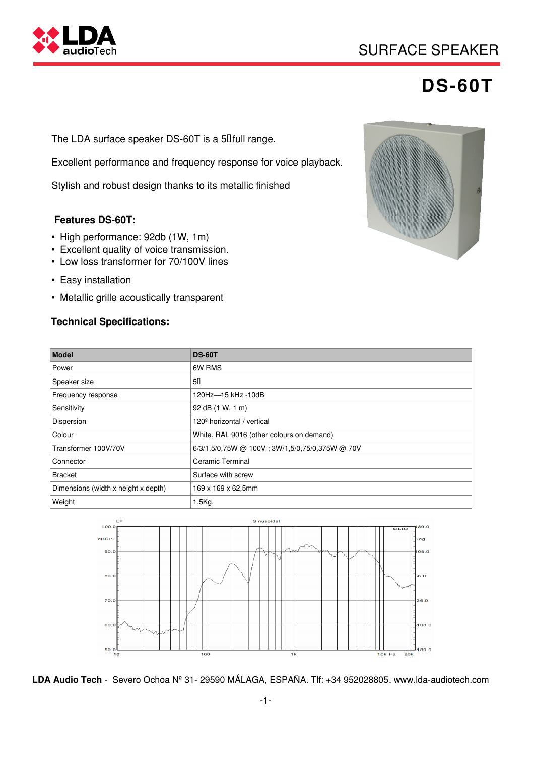# SURFACE SPEAKER

# DS-60T

The LDA surface speaker DS-60T is a 5" full range.

Excellent performance and frequency response for voice playback.

Stylish and robust design thanks to its metallic finished

**Features DS-60T:**

- High performance: 92db (1W, 1m)
- Excellent quality of voice transmission.
- Low loss transformer for 70/100V lines
- Easy installation
- Metallic grille acoustically transparent

**Technical Specifications:**

| Model | DS-60T |
|---|---|
| Power | 6W RMS |
| Speaker size | 5" |
| Frequency response | 120Hz—15 kHz -10dB |
| Sensitivity | 92 dB (1 W, 1 m) |
| Dispersion | 120º horizontal / vertical |
| Colour | White. RAL 9016 (other colours on demand) |
| Transformer 100V/70V | 6/3/1,5/0,75W @ 100V ; 3W/1,5/0,75/0,375W @ 70V |
| Connector | Ceramic Terminal |
| Bracket | Surface with screw |
| Dimensions (width x height x depth) | 169 x 169 x 62,5mm |
| Weight | 1,5Kg. |

**LDA Audio Tech** - Severo Ochoa Nº 31- 29590 MÁLAGA, ESPAÑA. Tlf: +34 952028805. www.lda-audiotech.com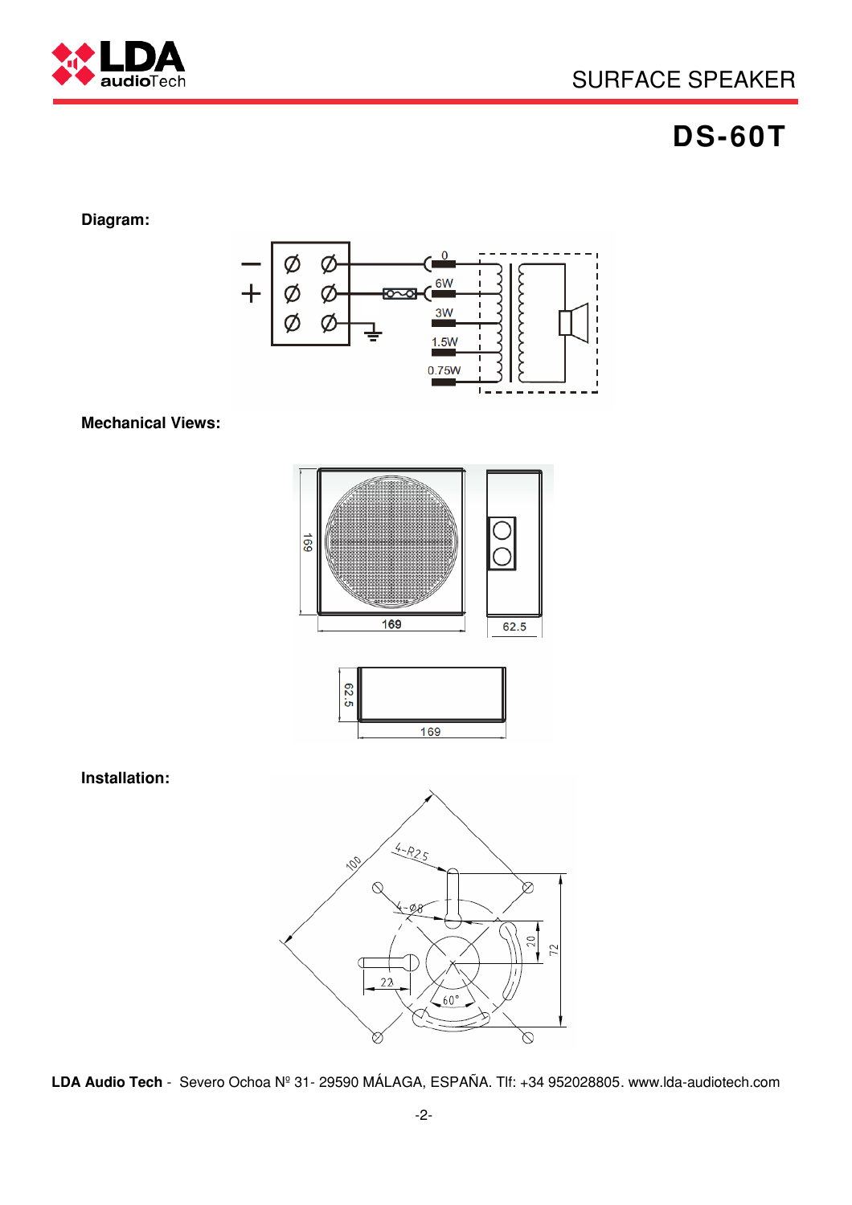# SURFACE SPEAKER

## DS-60T

**Diagram:**

**Mechanical Views:**

**Installation:**

**LDA Audio Tech** - Severo Ochoa Nº 31- 29590 MÁLAGA, ESPAÑA. Tlf: +34 952028805. www.lda-audiotech.com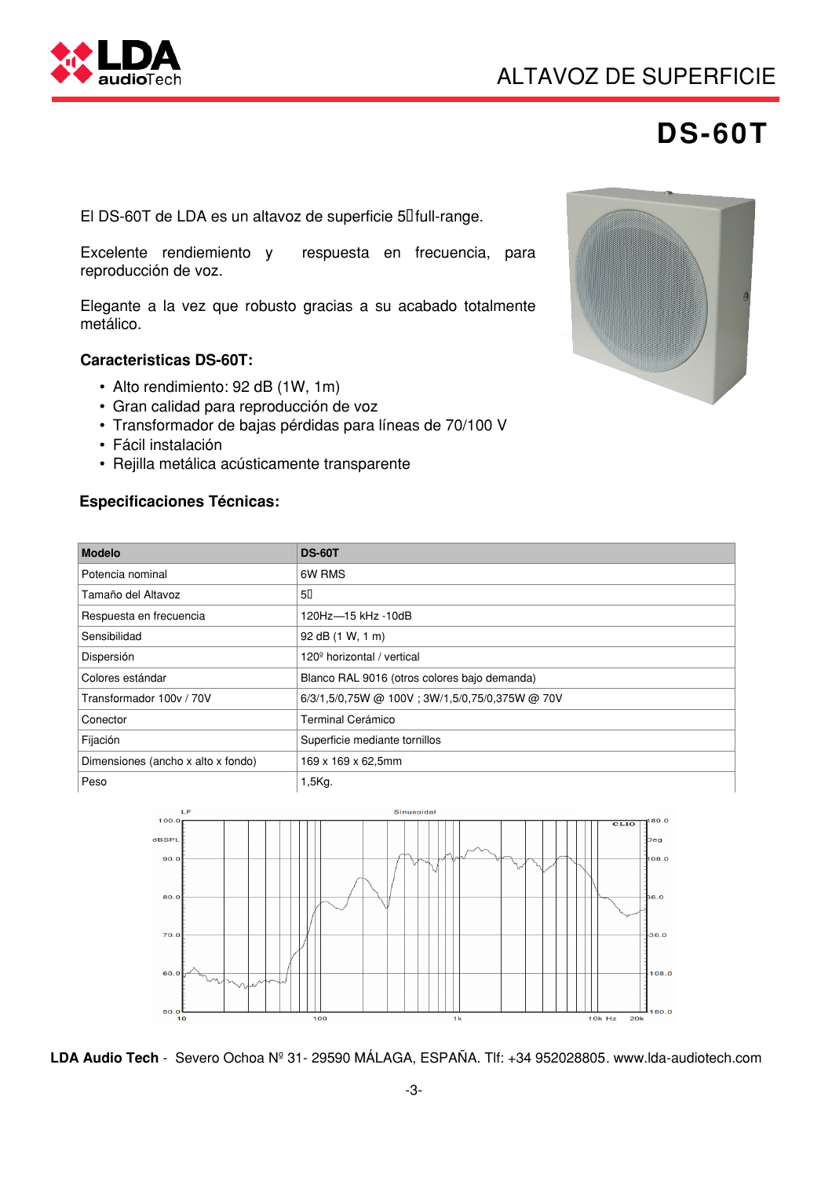# ALTAVOZ DE SUPERFICIE

# DS-60T

El DS-60T de LDA es un altavoz de superficie 5" full-range.

Excelente rendimiento y respuesta en frecuencia, para reproducción de voz.

Elegante a la vez que robusto gracias a su acabado totalmente metálico.

### Caracteristicas DS-60T:

- Alto rendimiento: 92 dB (1W, 1m)
- Gran calidad para reproducción de voz
- Transformador de bajas pérdidas para líneas de 70/100 V
- Fácil instalación
- Rejilla metálica acústicamente transparente

### Especificaciones Técnicas:

| Modelo | DS-60T |
|---|---|
| Potencia nominal | 6W RMS |
| Tamaño del Altavoz | 5" |
| Respuesta en frecuencia | 120Hz—15 kHz -10dB |
| Sensibilidad | 92 dB (1 W, 1 m) |
| Dispersión | 120º horizontal / vertical |
| Colores estándar | Blanco RAL 9016 (otros colores bajo demanda) |
| Transformador 100v / 70V | 6/3/1,5/0,75W @ 100V ; 3W/1,5/0,75/0,375W @ 70V |
| Conector | Terminal Cerámico |
| Fijación | Superficie mediante tornillos |
| Dimensiones (ancho x alto x fondo) | 169 x 169 x 62,5mm |
| Peso | 1,5Kg. |

**LDA Audio Tech** - Severo Ochoa Nº 31- 29590 MÁLAGA, ESPAÑA. Tlf: +34 952028805. www.lda-audiotech.com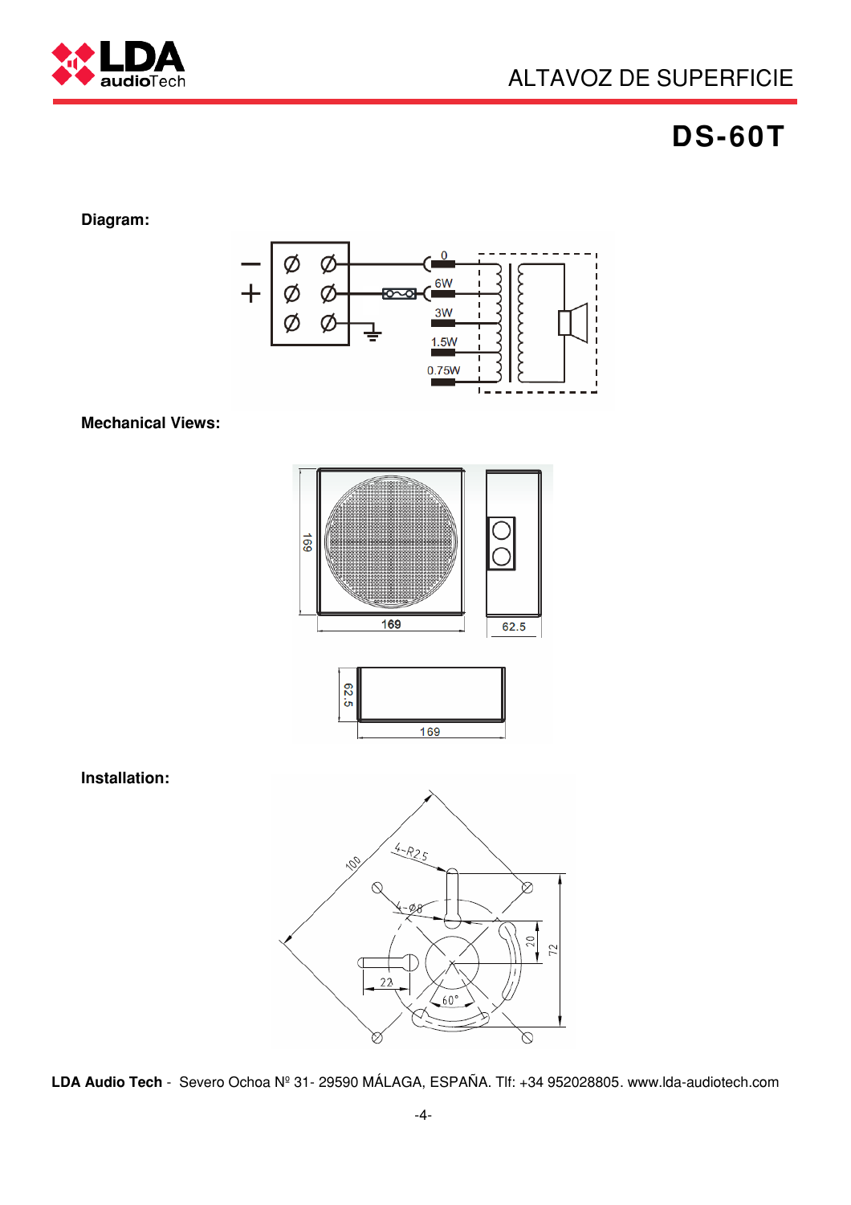ALTAVOZ DE SUPERFICIE

# DS-60T

**Diagram:**

−
+
0
6W
3W
1.5W
0.75W

**Mechanical Views:**

169
169
62.5
62.5
169

**Installation:**

100
4-R2.5
4-Ø8
20
72
22
60°

**LDA Audio Tech** - Severo Ochoa Nº 31- 29590 MÁLAGA, ESPAÑA. Tlf: +34 952028805. www.lda-audiotech.com